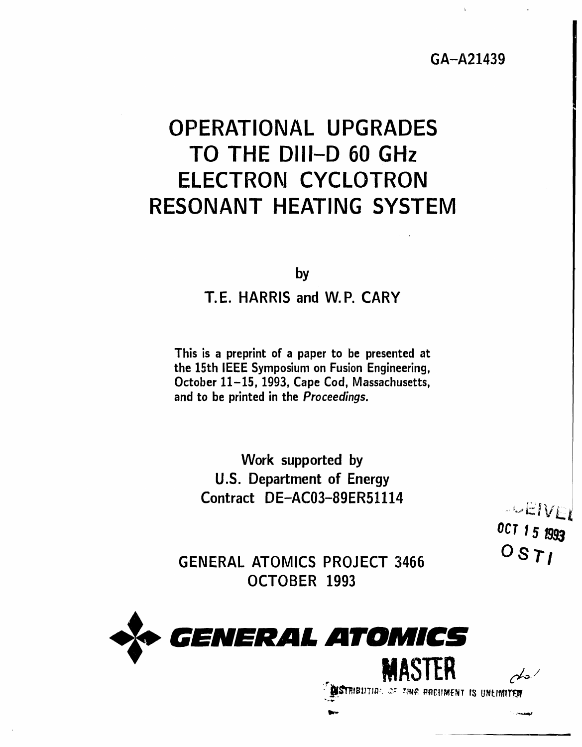GA–A21439

# OPERATIONAL UPGRADES TO THE DIII–D 60 GHz ELECTRON CYCLOTRON RESONANT HEATING SYSTEM

by

T.E. HARRIS and W.P. CARY

This is a preprint of a paper to be presented at the 15th IEEE Symposium on Fusion Engineering, October 11–15, 1993, Cape Cod, Massachusetts, and to be printed in the *Proceedings.*

Work supported by
U.S. Department of Energy
Contract DE–AC03–89ER51114

RECEIVED
OCT 15 1993
OSTI

GENERAL ATOMICS PROJECT 3466
OCTOBER 1993

GENERAL ATOMICS

MASTER

DISTRIBUTION OF THIS DOCUMENT IS UNLIMITED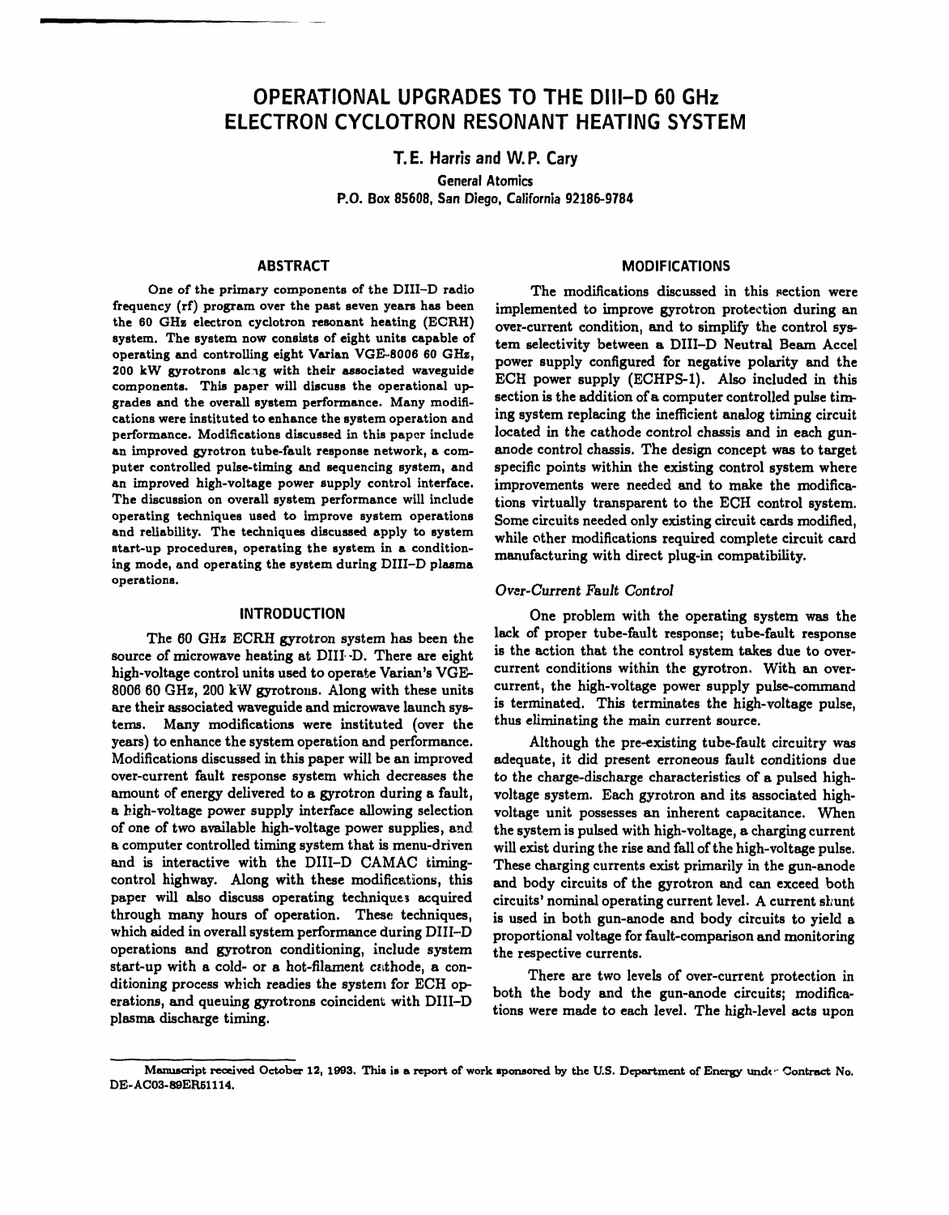# OPERATIONAL UPGRADES TO THE DIII–D 60 GHz ELECTRON CYCLOTRON RESONANT HEATING SYSTEM

**T.E. Harris and W.P. Cary**

General Atomics
P.O. Box 85608, San Diego, California 92186-9784

## ABSTRACT

One of the primary components of the DIII–D radio frequency (rf) program over the past seven years has been the 60 GHz electron cyclotron resonant heating (ECRH) system. The system now consists of eight units capable of operating and controlling eight Varian VGE-8006 60 GHz, 200 kW gyrotrons along with their associated waveguide components. This paper will discuss the operational upgrades and the overall system performance. Many modifications were instituted to enhance the system operation and performance. Modifications discussed in this paper include an improved gyrotron tube-fault response network, a computer controlled pulse-timing and sequencing system, and an improved high-voltage power supply control interface. The discussion on overall system performance will include operating techniques used to improve system operations and reliability. The techniques discussed apply to system start-up procedures, operating the system in a conditioning mode, and operating the system during DIII–D plasma operations.

## INTRODUCTION

The 60 GHz ECRH gyrotron system has been the source of microwave heating at DIII–D. There are eight high-voltage control units used to operate Varian's VGE-8006 60 GHz, 200 kW gyrotrons. Along with these units are their associated waveguide and microwave launch systems. Many modifications were instituted (over the years) to enhance the system operation and performance. Modifications discussed in this paper will be an improved over-current fault response system which decreases the amount of energy delivered to a gyrotron during a fault, a high-voltage power supply interface allowing selection of one of two available high-voltage power supplies, and a computer controlled timing system that is menu-driven and is interactive with the DIII–D CAMAC timing-control highway. Along with these modifications, this paper will also discuss operating techniques acquired through many hours of operation. These techniques, which aided in overall system performance during DIII–D operations and gyrotron conditioning, include system start-up with a cold- or a hot-filament cathode, a conditioning process which readies the system for ECH operations, and queuing gyrotrons coincident with DIII–D plasma discharge timing.

## MODIFICATIONS

The modifications discussed in this section were implemented to improve gyrotron protection during an over-current condition, and to simplify the control system selectivity between a DIII–D Neutral Beam Accel power supply configured for negative polarity and the ECH power supply (ECHPS-1). Also included in this section is the addition of a computer controlled pulse timing system replacing the inefficient analog timing circuit located in the cathode control chassis and in each gun-anode control chassis. The design concept was to target specific points within the existing control system where improvements were needed and to make the modifications virtually transparent to the ECH control system. Some circuits needed only existing circuit cards modified, while other modifications required complete circuit card manufacturing with direct plug-in compatibility.

### *Over-Current Fault Control*

One problem with the operating system was the lack of proper tube-fault response; tube-fault response is the action that the control system takes due to over-current conditions within the gyrotron. With an over-current, the high-voltage power supply pulse-command is terminated. This terminates the high-voltage pulse, thus eliminating the main current source.

Although the pre-existing tube-fault circuitry was adequate, it did present erroneous fault conditions due to the charge-discharge characteristics of a pulsed high-voltage system. Each gyrotron and its associated high-voltage unit possesses an inherent capacitance. When the system is pulsed with high-voltage, a charging current will exist during the rise and fall of the high-voltage pulse. These charging currents exist primarily in the gun-anode and body circuits of the gyrotron and can exceed both circuits' nominal operating current level. A current shunt is used in both gun-anode and body circuits to yield a proportional voltage for fault-comparison and monitoring the respective currents.

There are two levels of over-current protection in both the body and the gun-anode circuits; modifications were made to each level. The high-level acts upon

Manuscript received October 12, 1993. This is a report of work sponsored by the U.S. Department of Energy under Contract No. DE-AC03-89ER51114.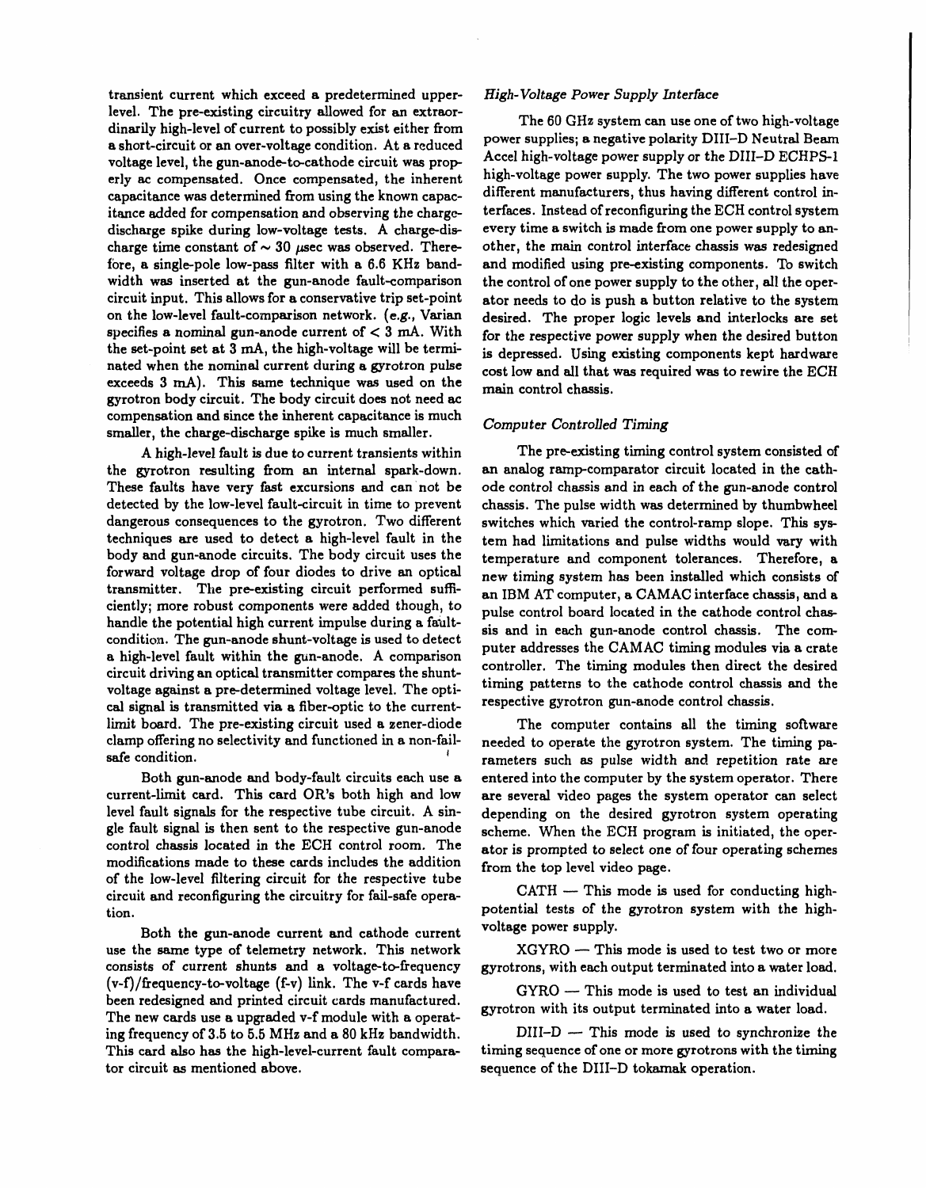transient current which exceed a predetermined upper-level. The pre-existing circuitry allowed for an extraordinarily high-level of current to possibly exist either from a short-circuit or an over-voltage condition. At a reduced voltage level, the gun-anode-to-cathode circuit was properly ac compensated. Once compensated, the inherent capacitance was determined from using the known capacitance added for compensation and observing the charge-discharge spike during low-voltage tests. A charge-discharge time constant of $\sim 30$ $\mu$sec was observed. Therefore, a single-pole low-pass filter with a 6.6 KHz bandwidth was inserted at the gun-anode fault-comparison circuit input. This allows for a conservative trip set-point on the low-level fault-comparison network. (*e.g.*, Varian specifies a nominal gun-anode current of $< 3$ mA. With the set-point set at 3 mA, the high-voltage will be terminated when the nominal current during a gyrotron pulse exceeds 3 mA). This same technique was used on the gyrotron body circuit. The body circuit does not need ac compensation and since the inherent capacitance is much smaller, the charge-discharge spike is much smaller.

A high-level fault is due to current transients within the gyrotron resulting from an internal spark-down. These faults have very fast excursions and can not be detected by the low-level fault-circuit in time to prevent dangerous consequences to the gyrotron. Two different techniques are used to detect a high-level fault in the body and gun-anode circuits. The body circuit uses the forward voltage drop of four diodes to drive an optical transmitter. The pre-existing circuit performed sufficiently; more robust components were added though, to handle the potential high current impulse during a fault-condition. The gun-anode shunt-voltage is used to detect a high-level fault within the gun-anode. A comparison circuit driving an optical transmitter compares the shunt-voltage against a pre-determined voltage level. The optical signal is transmitted via a fiber-optic to the current-limit board. The pre-existing circuit used a zener-diode clamp offering no selectivity and functioned in a non-fail-safe condition.

Both gun-anode and body-fault circuits each use a current-limit card. This card OR's both high and low level fault signals for the respective tube circuit. A single fault signal is then sent to the respective gun-anode control chassis located in the ECH control room. The modifications made to these cards includes the addition of the low-level filtering circuit for the respective tube circuit and reconfiguring the circuitry for fail-safe operation.

Both the gun-anode current and cathode current use the same type of telemetry network. This network consists of current shunts and a voltage-to-frequency (v-f)/frequency-to-voltage (f-v) link. The v-f cards have been redesigned and printed circuit cards manufactured. The new cards use a upgraded v-f module with a operating frequency of 3.5 to 5.5 MHz and a 80 kHz bandwidth. This card also has the high-level-current fault comparator circuit as mentioned above.

### *High-Voltage Power Supply Interface*

The 60 GHz system can use one of two high-voltage power supplies; a negative polarity DIII–D Neutral Beam Accel high-voltage power supply or the DIII–D ECHPS-1 high-voltage power supply. The two power supplies have different manufacturers, thus having different control interfaces. Instead of reconfiguring the ECH control system every time a switch is made from one power supply to another, the main control interface chassis was redesigned and modified using pre-existing components. To switch the control of one power supply to the other, all the operator needs to do is push a button relative to the system desired. The proper logic levels and interlocks are set for the respective power supply when the desired button is depressed. Using existing components kept hardware cost low and all that was required was to rewire the ECH main control chassis.

### *Computer Controlled Timing*

The pre-existing timing control system consisted of an analog ramp-comparator circuit located in the cathode control chassis and in each of the gun-anode control chassis. The pulse width was determined by thumbwheel switches which varied the control-ramp slope. This system had limitations and pulse widths would vary with temperature and component tolerances. Therefore, a new timing system has been installed which consists of an IBM AT computer, a CAMAC interface chassis, and a pulse control board located in the cathode control chassis and in each gun-anode control chassis. The computer addresses the CAMAC timing modules via a crate controller. The timing modules then direct the desired timing patterns to the cathode control chassis and the respective gyrotron gun-anode control chassis.

The computer contains all the timing software needed to operate the gyrotron system. The timing parameters such as pulse width and repetition rate are entered into the computer by the system operator. There are several video pages the system operator can select depending on the desired gyrotron system operating scheme. When the ECH program is initiated, the operator is prompted to select one of four operating schemes from the top level video page.

CATH — This mode is used for conducting high-potential tests of the gyrotron system with the high-voltage power supply.

XGYRO — This mode is used to test two or more gyrotrons, with each output terminated into a water load.

GYRO — This mode is used to test an individual gyrotron with its output terminated into a water load.

DIII–D — This mode is used to synchronize the timing sequence of one or more gyrotrons with the timing sequence of the DIII–D tokamak operation.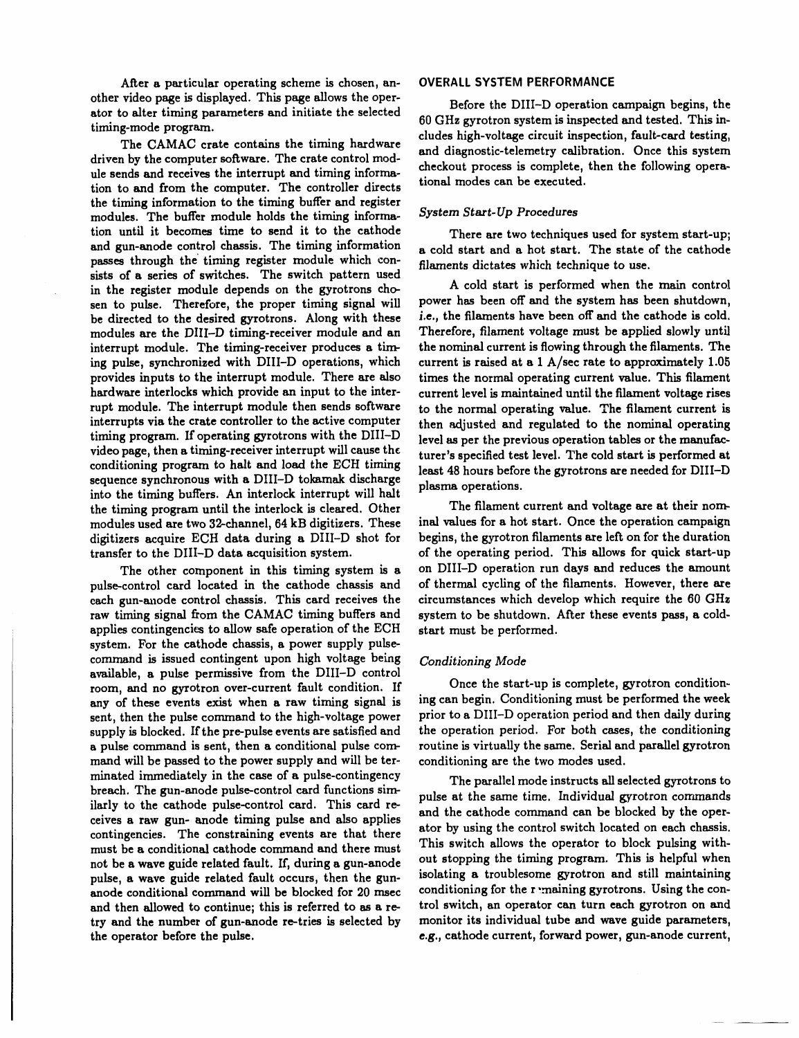After a particular operating scheme is chosen, another video page is displayed. This page allows the operator to alter timing parameters and initiate the selected timing-mode program.

The CAMAC crate contains the timing hardware driven by the computer software. The crate control module sends and receives the interrupt and timing information to and from the computer. The controller directs the timing information to the timing buffer and register modules. The buffer module holds the timing information until it becomes time to send it to the cathode and gun-anode control chassis. The timing information passes through the timing register module which consists of a series of switches. The switch pattern used in the register module depends on the gyrotrons chosen to pulse. Therefore, the proper timing signal will be directed to the desired gyrotrons. Along with these modules are the DIII–D timing-receiver module and an interrupt module. The timing-receiver produces a timing pulse, synchronized with DIII–D operations, which provides inputs to the interrupt module. There are also hardware interlocks which provide an input to the interrupt module. The interrupt module then sends software interrupts via the crate controller to the active computer timing program. If operating gyrotrons with the DIII–D video page, then a timing-receiver interrupt will cause the conditioning program to halt and load the ECH timing sequence synchronous with a DIII–D tokamak discharge into the timing buffers. An interlock interrupt will halt the timing program until the interlock is cleared. Other modules used are two 32-channel, 64 kB digitizers. These digitizers acquire ECH data during a DIII–D shot for transfer to the DIII–D data acquisition system.

The other component in this timing system is a pulse-control card located in the cathode chassis and each gun-anode control chassis. This card receives the raw timing signal from the CAMAC timing buffers and applies contingencies to allow safe operation of the ECH system. For the cathode chassis, a power supply pulse-command is issued contingent upon high voltage being available, a pulse permissive from the DIII–D control room, and no gyrotron over-current fault condition. If any of these events exist when a raw timing signal is sent, then the pulse command to the high-voltage power supply is blocked. If the pre-pulse events are satisfied and a pulse command is sent, then a conditional pulse command will be passed to the power supply and will be terminated immediately in the case of a pulse-contingency breach. The gun-anode pulse-control card functions similarly to the cathode pulse-control card. This card receives a raw gun- anode timing pulse and also applies contingencies. The constraining events are that there must be a conditional cathode command and there must not be a wave guide related fault. If, during a gun-anode pulse, a wave guide related fault occurs, then the gun-anode conditional command will be blocked for 20 msec and then allowed to continue; this is referred to as a re-try and the number of gun-anode re-tries is selected by the operator before the pulse.

## OVERALL SYSTEM PERFORMANCE

Before the DIII–D operation campaign begins, the 60 GHz gyrotron system is inspected and tested. This includes high-voltage circuit inspection, fault-card testing, and diagnostic-telemetry calibration. Once this system checkout process is complete, then the following operational modes can be executed.

### *System Start-Up Procedures*

There are two techniques used for system start-up; a cold start and a hot start. The state of the cathode filaments dictates which technique to use.

A cold start is performed when the main control power has been off and the system has been shutdown, *i.e.*, the filaments have been off and the cathode is cold. Therefore, filament voltage must be applied slowly until the nominal current is flowing through the filaments. The current is raised at a 1 A/sec rate to approximately 1.05 times the normal operating current value. This filament current level is maintained until the filament voltage rises to the normal operating value. The filament current is then adjusted and regulated to the nominal operating level as per the previous operation tables or the manufacturer's specified test level. The cold start is performed at least 48 hours before the gyrotrons are needed for DIII–D plasma operations.

The filament current and voltage are at their nominal values for a hot start. Once the operation campaign begins, the gyrotron filaments are left on for the duration of the operating period. This allows for quick start-up on DIII–D operation run days and reduces the amount of thermal cycling of the filaments. However, there are circumstances which develop which require the 60 GHz system to be shutdown. After these events pass, a cold-start must be performed.

### *Conditioning Mode*

Once the start-up is complete, gyrotron conditioning can begin. Conditioning must be performed the week prior to a DIII–D operation period and then daily during the operation period. For both cases, the conditioning routine is virtually the same. Serial and parallel gyrotron conditioning are the two modes used.

The parallel mode instructs all selected gyrotrons to pulse at the same time. Individual gyrotron commands and the cathode command can be blocked by the operator by using the control switch located on each chassis. This switch allows the operator to block pulsing without stopping the timing program. This is helpful when isolating a troublesome gyrotron and still maintaining conditioning for the remaining gyrotrons. Using the control switch, an operator can turn each gyrotron on and monitor its individual tube and wave guide parameters, *e.g.*, cathode current, forward power, gun-anode current,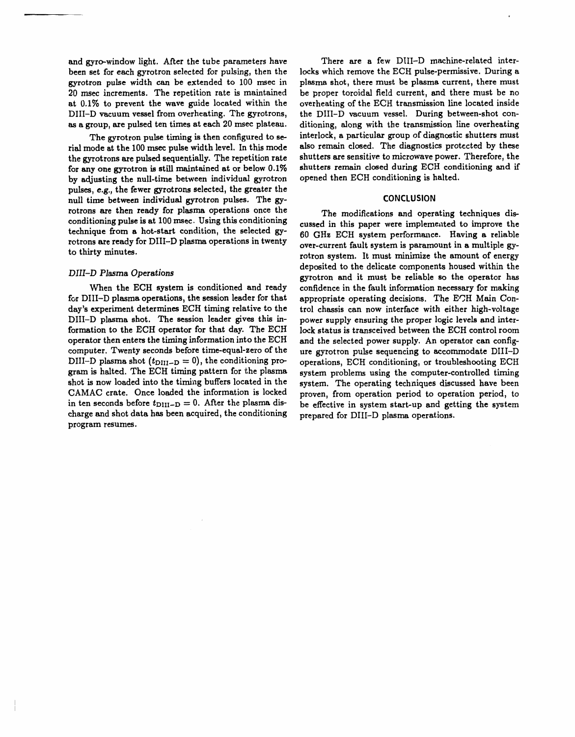and gyro-window light. After the tube parameters have been set for each gyrotron selected for pulsing, then the gyrotron pulse width can be extended to 100 msec in 20 msec increments. The repetition rate is maintained at 0.1% to prevent the wave guide located within the DIII–D vacuum vessel from overheating. The gyrotrons, as a group, are pulsed ten times at each 20 msec plateau.

The gyrotron pulse timing is then configured to serial mode at the 100 msec pulse width level. In this mode the gyrotrons are pulsed sequentially. The repetition rate for any one gyrotron is still maintained at or below 0.1% by adjusting the null-time between individual gyrotron pulses, *e.g.*, the fewer gyrotrons selected, the greater the null time between individual gyrotron pulses. The gyrotrons are then ready for plasma operations once the conditioning pulse is at 100 msec. Using this conditioning technique from a hot-start condition, the selected gyrotrons are ready for DIII–D plasma operations in twenty to thirty minutes.

### *DIII–D Plasma Operations*

When the ECH system is conditioned and ready for DIII–D plasma operations, the session leader for that day's experiment determines ECH timing relative to the DIII–D plasma shot. The session leader gives this information to the ECH operator for that day. The ECH operator then enters the timing information into the ECH computer. Twenty seconds before time-equal-zero of the DIII–D plasma shot ($t_{\text{DIII–D}} = 0$), the conditioning program is halted. The ECH timing pattern for the plasma shot is now loaded into the timing buffers located in the CAMAC crate. Once loaded the information is locked in ten seconds before $t_{\text{DIII–D}} = 0$. After the plasma discharge and shot data has been acquired, the conditioning program resumes.

There are a few DIII–D machine-related interlocks which remove the ECH pulse-permissive. During a plasma shot, there must be plasma current, there must be proper toroidal field current, and there must be no overheating of the ECH transmission line located inside the DIII–D vacuum vessel. During between-shot conditioning, along with the transmission line overheating interlock, a particular group of diagnostic shutters must also remain closed. The diagnostics protected by these shutters are sensitive to microwave power. Therefore, the shutters remain closed during ECH conditioning and if opened then ECH conditioning is halted.

## CONCLUSION

The modifications and operating techniques discussed in this paper were implemented to improve the 60 GHz ECH system performance. Having a reliable over-current fault system is paramount in a multiple gyrotron system. It must minimize the amount of energy deposited to the delicate components housed within the gyrotron and it must be reliable so the operator has confidence in the fault information necessary for making appropriate operating decisions. The ECH Main Control chassis can now interface with either high-voltage power supply ensuring the proper logic levels and interlock status is transceived between the ECH control room and the selected power supply. An operator can configure gyrotron pulse sequencing to accommodate DIII–D operations, ECH conditioning, or troubleshooting ECH system problems using the computer-controlled timing system. The operating techniques discussed have been proven, from operation period to operation period, to be effective in system start-up and getting the system prepared for DIII–D plasma operations.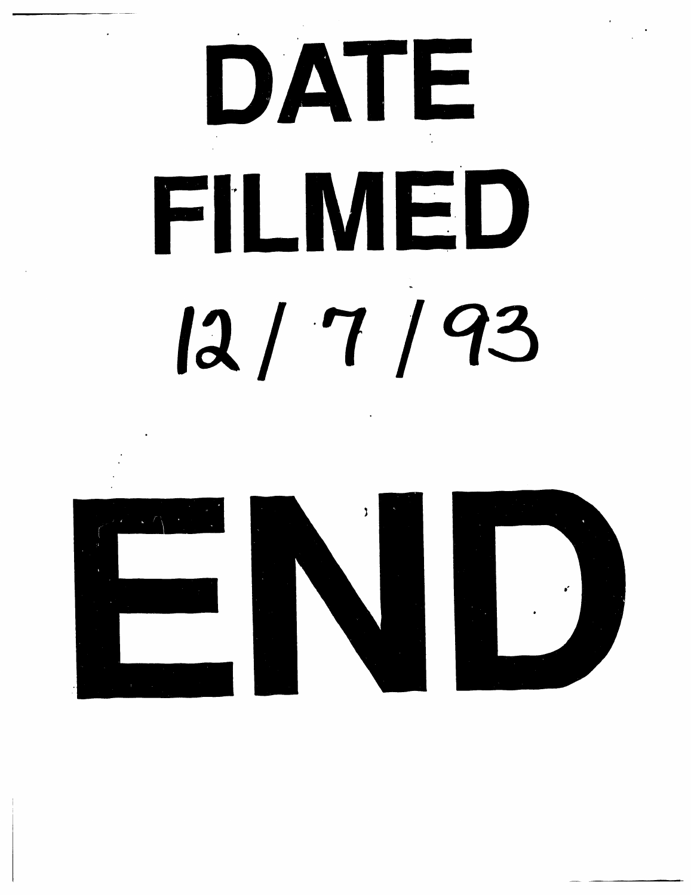# DATE

# FILMED

# 12 / 7 / 93

# END